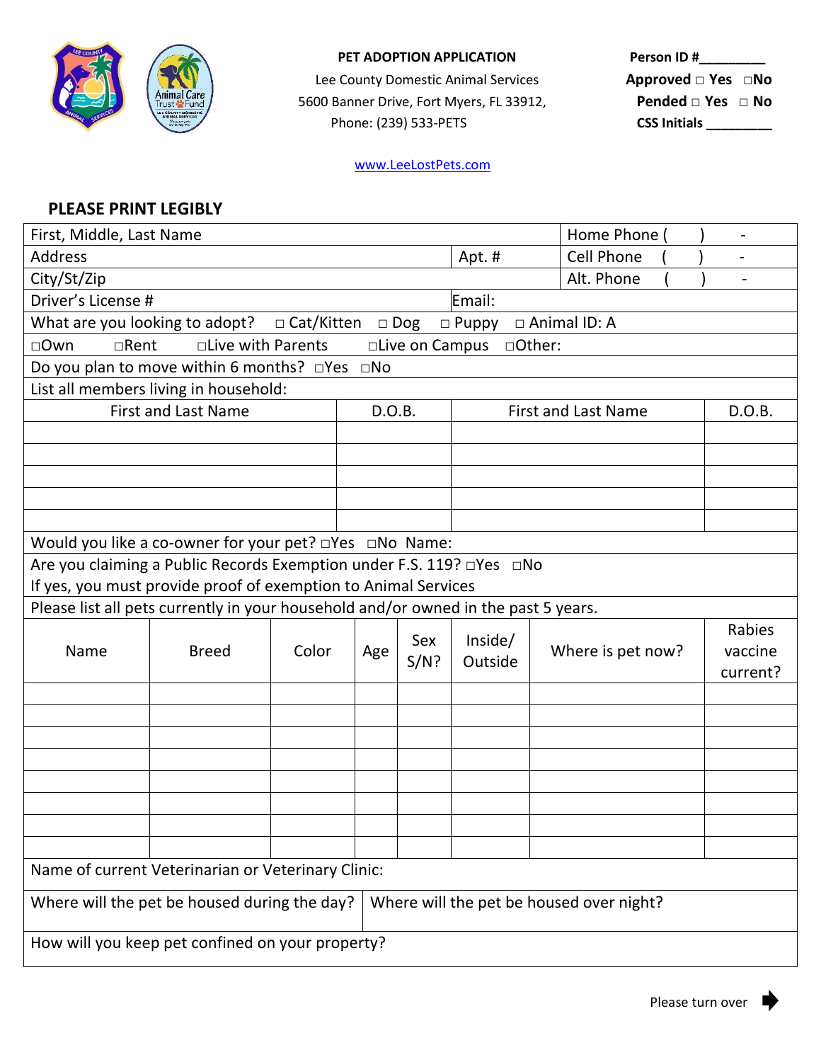**PET ADOPTION APPLICATION**

Lee County Domestic Animal Services
5600 Banner Drive, Fort Myers, FL 33912,
Phone: (239) 533-PETS

**Person ID #\_\_\_\_\_\_\_\_\_**
**Approved □ Yes □No**
**Pended □ Yes □ No**
**CSS Initials \_\_\_\_\_\_\_\_\_**

www.LeeLostPets.com

## PLEASE PRINT LEGIBLY

| First, Middle, Last Name | | Home Phone ( ) - |
|---|---|---|
| Address | Apt. # | Cell Phone ( ) - |
| City/St/Zip | | Alt. Phone ( ) - |
| Driver's License # | Email: | |

What are you looking to adopt? □ Cat/Kitten □ Dog □ Puppy □ Animal ID: A

□Own □Rent □Live with Parents □Live on Campus □Other:

Do you plan to move within 6 months? □Yes □No

List all members living in household:

| First and Last Name | D.O.B. | First and Last Name | D.O.B. |
|---|---|---|---|
| | | | |
| | | | |
| | | | |
| | | | |
| | | | |

Would you like a co-owner for your pet? □Yes □No Name:

Are you claiming a Public Records Exemption under F.S. 119? □Yes □No
If yes, you must provide proof of exemption to Animal Services

Please list all pets currently in your household and/or owned in the past 5 years.

| Name | Breed | Color | Age | Sex S/N? | Inside/ Outside | Where is pet now? | Rabies vaccine current? |
|---|---|---|---|---|---|---|---|
| | | | | | | | |
| | | | | | | | |
| | | | | | | | |
| | | | | | | | |
| | | | | | | | |
| | | | | | | | |
| | | | | | | | |
| | | | | | | | |

Name of current Veterinarian or Veterinary Clinic:

| Where will the pet be housed during the day? | Where will the pet be housed over night? |
|---|---|
| | |

How will you keep pet confined on your property?

Please turn over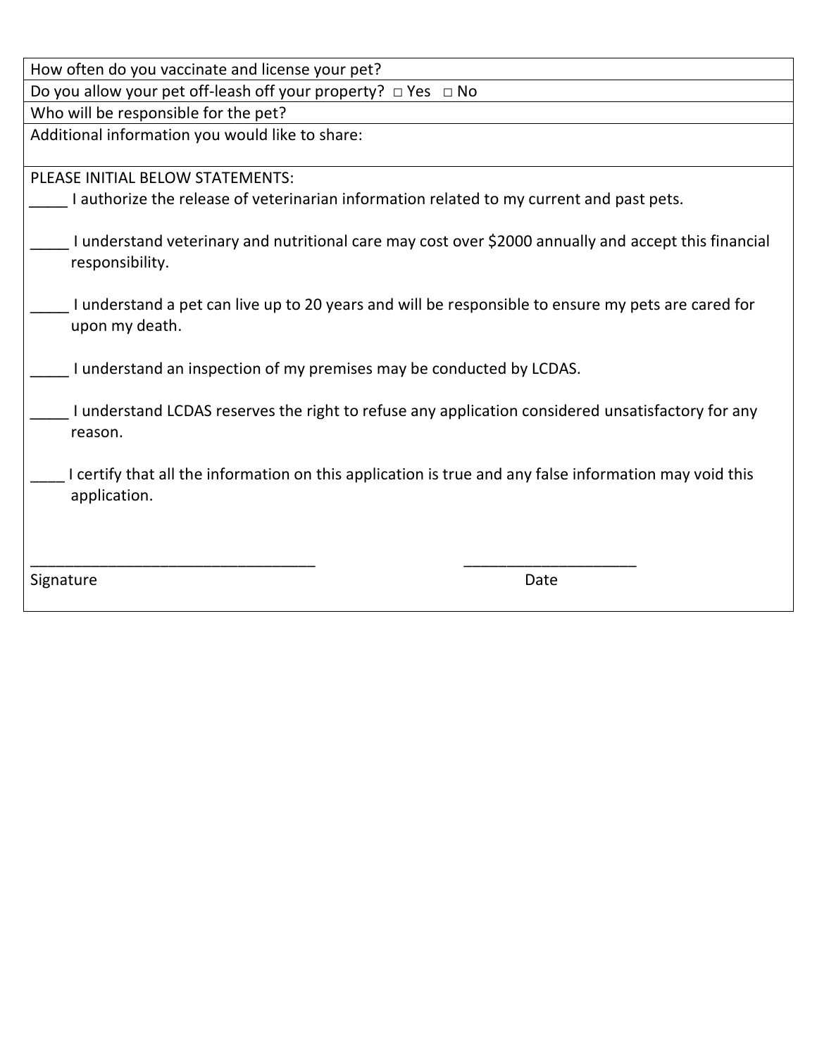How often do you vaccinate and license your pet?

Do you allow your pet off-leash off your property? □ Yes □ No

Who will be responsible for the pet?

Additional information you would like to share:

PLEASE INITIAL BELOW STATEMENTS:

_____ I authorize the release of veterinarian information related to my current and past pets.

_____ I understand veterinary and nutritional care may cost over $2000 annually and accept this financial responsibility.

_____ I understand a pet can live up to 20 years and will be responsible to ensure my pets are cared for upon my death.

_____ I understand an inspection of my premises may be conducted by LCDAS.

_____ I understand LCDAS reserves the right to refuse any application considered unsatisfactory for any reason.

____ I certify that all the information on this application is true and any false information may void this application.

___________________________________ _____________________

Signature Date